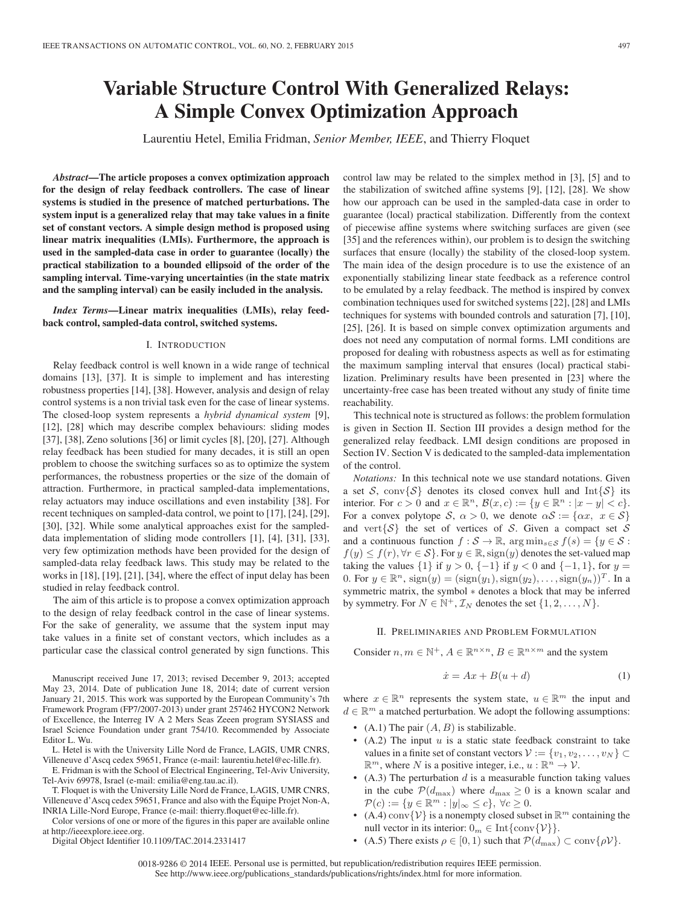# Variable Structure Control With Generalized Relays: A Simple Convex Optimization Approach

Laurentiu Hetel, Emilia Fridman, *Senior Member, IEEE*, and Thierry Floquet

***Abstract*—The article proposes a convex optimization approach for the design of relay feedback controllers. The case of linear systems is studied in the presence of matched perturbations. The system input is a generalized relay that may take values in a finite set of constant vectors. A simple design method is proposed using linear matrix inequalities (LMIs). Furthermore, the approach is used in the sampled-data case in order to guarantee (locally) the practical stabilization to a bounded ellipsoid of the order of the sampling interval. Time-varying uncertainties (in the state matrix and the sampling interval) can be easily included in the analysis.**

***Index Terms*—Linear matrix inequalities (LMIs), relay feedback control, sampled-data control, switched systems.**

## I. Introduction

Relay feedback control is well known in a wide range of technical domains [13], [37]. It is simple to implement and has interesting robustness properties [14], [38]. However, analysis and design of relay control systems is a non trivial task even for the case of linear systems. The closed-loop system represents a *hybrid dynamical system* [9], [12], [28] which may describe complex behaviours: sliding modes [37], [38], Zeno solutions [36] or limit cycles [8], [20], [27]. Although relay feedback has been studied for many decades, it is still an open problem to choose the switching surfaces so as to optimize the system performances, the robustness properties or the size of the domain of attraction. Furthermore, in practical sampled-data implementations, relay actuators may induce oscillations and even instability [38]. For recent techniques on sampled-data control, we point to [17], [24], [29], [30], [32]. While some analytical approaches exist for the sampled-data implementation of sliding mode controllers [1], [4], [31], [33], very few optimization methods have been provided for the design of sampled-data relay feedback laws. This study may be related to the works in [18], [19], [21], [34], where the effect of input delay has been studied in relay feedback control.

The aim of this article is to propose a convex optimization approach to the design of relay feedback control in the case of linear systems. For the sake of generality, we assume that the system input may take values in a finite set of constant vectors, which includes as a particular case the classical control generated by sign functions. This control law may be related to the simplex method in [3], [5] and to the stabilization of switched affine systems [9], [12], [28]. We show how our approach can be used in the sampled-data case in order to guarantee (local) practical stabilization. Differently from the context of piecewise affine systems where switching surfaces are given (see [35] and the references within), our problem is to design the switching surfaces that ensure (locally) the stability of the closed-loop system. The main idea of the design procedure is to use the existence of an exponentially stabilizing linear state feedback as a reference control to be emulated by a relay feedback. The method is inspired by convex combination techniques used for switched systems [22], [28] and LMIs techniques for systems with bounded controls and saturation [7], [10], [25], [26]. It is based on simple convex optimization arguments and does not need any computation of normal forms. LMI conditions are proposed for dealing with robustness aspects as well as for estimating the maximum sampling interval that ensures (local) practical stabilization. Preliminary results have been presented in [23] where the uncertainty-free case has been treated without any study of finite time reachability.

This technical note is structured as follows: the problem formulation is given in Section II. Section III provides a design method for the generalized relay feedback. LMI design conditions are proposed in Section IV. Section V is dedicated to the sampled-data implementation of the control.

*Notations:* In this technical note we use standard notations. Given a set $\mathcal{S}$, $\text{conv}\{\mathcal{S}\}$ denotes its closed convex hull and $\text{Int}\{\mathcal{S}\}$ its interior. For $c > 0$ and $x \in \mathbb{R}^n$, $\mathcal{B}(x, c) := \{y \in \mathbb{R}^n : |x - y| < c\}$. For a convex polytope $\mathcal{S}$, $\alpha > 0$, we denote $\alpha\mathcal{S} := \{\alpha x,\ x \in \mathcal{S}\}$ and $\text{vert}\{\mathcal{S}\}$ the set of vertices of $\mathcal{S}$. Given a compact set $\mathcal{S}$ and a continuous function $f : \mathcal{S} \to \mathbb{R}$, $\arg\min_{s \in \mathcal{S}} f(s) = \{y \in \mathcal{S} : f(y) \leq f(r), \forall r \in \mathcal{S}\}$. For $y \in \mathbb{R}$, $\text{sign}(y)$ denotes the set-valued map taking the values $\{1\}$ if $y > 0$, $\{-1\}$ if $y < 0$ and $\{-1, 1\}$, for $y = 0$. For $y \in \mathbb{R}^n$, $\text{sign}(y) = (\text{sign}(y_1), \text{sign}(y_2), \ldots, \text{sign}(y_n))^T$. In a symmetric matrix, the symbol $*$ denotes a block that may be inferred by symmetry. For $N \in \mathbb{N}^+$, $\mathcal{I}_N$ denotes the set $\{1, 2, \ldots, N\}$.

## II. Preliminaries and Problem Formulation

Consider $n, m \in \mathbb{N}^+$, $A \in \mathbb{R}^{n \times n}$, $B \in \mathbb{R}^{n \times m}$ and the system

$$\dot{x} = Ax + B(u + d) \tag{1}$$

where $x \in \mathbb{R}^n$ represents the system state, $u \in \mathbb{R}^m$ the input and $d \in \mathbb{R}^m$ a matched perturbation. We adopt the following assumptions:

- (A.1) The pair $(A, B)$ is stabilizable.
- (A.2) The input $u$ is a static state feedback constraint to take values in a finite set of constant vectors $\mathcal{V} := \{v_1, v_2, \ldots, v_N\} \subset \mathbb{R}^m$, where $N$ is a positive integer, i.e., $u : \mathbb{R}^n \to \mathcal{V}$.
- (A.3) The perturbation $d$ is a measurable function taking values in the cube $\mathcal{P}(d_{\max})$ where $d_{\max} \geq 0$ is a known scalar and $\mathcal{P}(c) := \{y \in \mathbb{R}^m : |y|_\infty \leq c\}$, $\forall c \geq 0$.
- (A.4) $\text{conv}\{\mathcal{V}\}$ is a nonempty closed subset in $\mathbb{R}^m$ containing the null vector in its interior: $0_m \in \text{Int}\{\text{conv}\{\mathcal{V}\}\}$.
- (A.5) There exists $\rho \in [0, 1)$ such that $\mathcal{P}(d_{\max}) \subset \text{conv}\{\rho\mathcal{V}\}$.

Manuscript received June 17, 2013; revised December 9, 2013; accepted May 23, 2014. Date of publication June 18, 2014; date of current version January 21, 2015. This work was supported by the European Community's 7th Framework Program (FP7/2007-2013) under grant 257462 HYCON2 Network of Excellence, the Interreg IV A 2 Mers Seas Zeeen program SYSIASS and Israel Science Foundation under grant 754/10. Recommended by Associate Editor L. Wu.

L. Hetel is with the University Lille Nord de France, LAGIS, UMR CNRS, Villeneuve d'Ascq cedex 59651, France (e-mail: laurentiu.hetel@ec-lille.fr).

E. Fridman is with the School of Electrical Engineering, Tel-Aviv University, Tel-Aviv 69978, Israel (e-mail: emilia@eng.tau.ac.il).

T. Floquet is with the University Lille Nord de France, LAGIS, UMR CNRS, Villeneuve d'Ascq cedex 59651, France and also with the Équipe Projet Non-A, INRIA Lille-Nord Europe, France (e-mail: thierry.floquet@ec-lille.fr).

Color versions of one or more of the figures in this paper are available online at http://ieeexplore.ieee.org.

Digital Object Identifier 10.1109/TAC.2014.2331417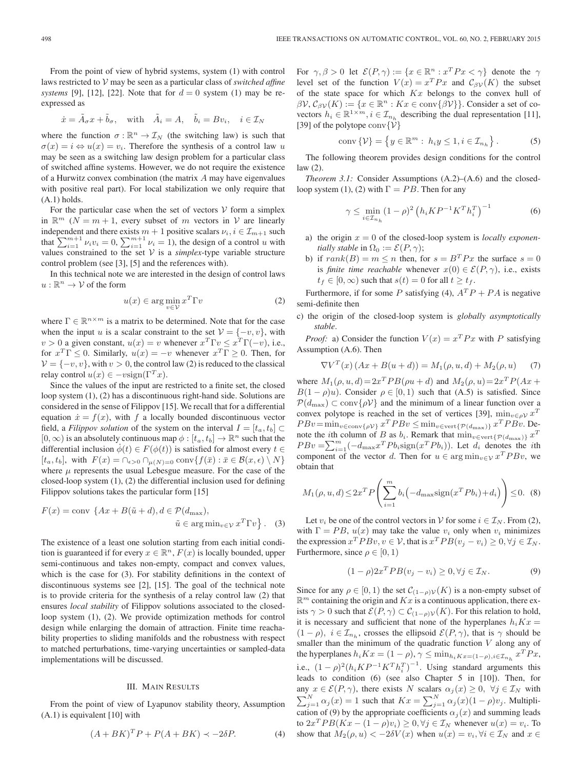From the point of view of hybrid systems, system (1) with control laws restricted to $\mathcal{V}$ may be seen as a particular class of *switched affine systems* [9], [12], [22]. Note that for $d = 0$ system (1) may be re-expressed as

$$\dot{x} = \tilde{A}_\sigma x + \tilde{b}_\sigma, \quad \text{with} \quad \tilde{A}_i = A, \quad \tilde{b}_i = Bv_i, \quad i \in \mathcal{I}_N$$

where the function $\sigma : \mathbb{R}^n \to \mathcal{I}_N$ (the switching law) is such that $\sigma(x) = i \Leftrightarrow u(x) = v_i$. Therefore the synthesis of a control law $u$ may be seen as a switching law design problem for a particular class of switched affine systems. However, we do not require the existence of a Hurwitz convex combination (the matrix $A$ may have eigenvalues with positive real part). For local stabilization we only require that (A.1) holds.

For the particular case when the set of vectors $\mathcal{V}$ form a simplex in $\mathbb{R}^m$ ($N = m + 1$, every subset of $m$ vectors in $\mathcal{V}$ are linearly independent and there exists $m + 1$ positive scalars $\nu_i, i \in \mathcal{I}_{m+1}$ such that $\sum_{i=1}^{m+1} \nu_i v_i = 0$, $\sum_{i=1}^{m+1} \nu_i = 1$), the design of a control $u$ with values constrained to the set $\mathcal{V}$ is a *simplex*-type variable structure control problem (see [3], [5] and the references with).

In this technical note we are interested in the design of control laws $u : \mathbb{R}^n \to \mathcal{V}$ of the form

$$u(x) \in \arg\min_{v \in \mathcal{V}} x^T \Gamma v \tag{2}$$

where $\Gamma \in \mathbb{R}^{n \times m}$ is a matrix to be determined. Note that for the case when the input $u$ is a scalar constraint to the set $\mathcal{V} = \{-v, v\}$, with $v > 0$ a given constant, $u(x) = v$ whenever $x^T \Gamma v \le x^T \Gamma(-v)$, i.e., for $x^T \Gamma \le 0$. Similarly, $u(x) = -v$ whenever $x^T \Gamma \ge 0$. Then, for $\mathcal{V} = \{-v, v\}$, with $v > 0$, the control law (2) is reduced to the classical relay control $u(x) \in -v\,\mathrm{sign}(\Gamma^T x)$.

Since the values of the input are restricted to a finite set, the closed loop system (1), (2) has a discontinuous right-hand side. Solutions are considered in the sense of Filippov [15]. We recall that for a differential equation $\dot{x} = f(x)$, with $f$ a locally bounded discontinuous vector field, a *Filippov solution* of the system on the interval $I = [t_a, t_b] \subset [0, \infty)$ is an absolutely continuous map $\phi : [t_a, t_b] \to \mathbb{R}^n$ such that the differential inclusion $\dot{\phi}(t) \in F(\phi(t))$ is satisfied for almost every $t \in [t_a, t_b]$, with $F(x) = \cap_{\epsilon > 0} \cap_{\mu(N)=0} \mathrm{conv}\{f(\bar{x}) : \bar{x} \in \mathcal{B}(x, \epsilon) \setminus N\}$ where $\mu$ represents the usual Lebesgue measure. For the case of the closed-loop system (1), (2) the differential inclusion used for defining Filippov solutions takes the particular form [15]

$$F(x) = \mathrm{conv}\ \{Ax + B(\tilde{u} + d), d \in \mathcal{P}(d_{\max}), \\ \tilde{u} \in \arg\min_{v \in \mathcal{V}} x^T \Gamma v\}. \tag{3}$$

The existence of a least one solution starting from each initial condition is guaranteed if for every $x \in \mathbb{R}^n$, $F(x)$ is locally bounded, upper semi-continuous and takes non-empty, compact and convex values, which is the case for (3). For stability definitions in the context of discontinuous systems see [2], [15]. The goal of the technical note is to provide criteria for the synthesis of a relay control law (2) that ensures *local stability* of Filippov solutions associated to the closed-loop system (1), (2). We provide optimization methods for control design while enlarging the domain of attraction. Finite time reachability properties to sliding manifolds and the robustness with respect to matched perturbations, time-varying uncertainties or sampled-data implementations will be discussed.

## III. Main Results

From the point of view of Lyapunov stability theory, Assumption (A.1) is equivalent [10] with

$$(A + BK)^T P + P(A + BK) \prec -2\delta P. \tag{4}$$

For $\gamma, \beta > 0$ let $\mathcal{E}(P, \gamma) := \{x \in \mathbb{R}^n : x^T P x < \gamma\}$ denote the $\gamma$ level set of the function $V(x) = x^T P x$ and $\mathcal{C}_{\beta\mathcal{V}}(K)$ the subset of the state space for which $Kx$ belongs to the convex hull of $\beta\mathcal{V}$, $\mathcal{C}_{\beta\mathcal{V}}(K) := \{x \in \mathbb{R}^n : Kx \in \mathrm{conv}\{\beta\mathcal{V}\}\}$. Consider a set of covectors $h_i \in \mathbb{R}^{1 \times m}, i \in \mathcal{I}_{n_h}$ describing the dual representation [11], [39] of the polytope $\mathrm{conv}\{\mathcal{V}\}$

$$\mathrm{conv}\{\mathcal{V}\} = \{y \in \mathbb{R}^m : h_i y \le 1, i \in \mathcal{I}_{n_h}\}. \tag{5}$$

The following theorem provides design conditions for the control law (2).

*Theorem 3.1:* Consider Assumptions (A.2)–(A.6) and the closed-loop system (1), (2) with $\Gamma = PB$. Then for any

$$\gamma \le \min_{i \in \mathcal{I}_{n_h}} (1 - \rho)^2 \left(h_i K P^{-1} K^T h_i^T\right)^{-1} \tag{6}$$

a) the origin $x = 0$ of the closed-loop system is *locally exponentially stable* in $\Omega_0 := \mathcal{E}(P, \gamma)$;

b) if $rank(B) = m \le n$ then, for $s = B^T P x$ the surface $s = 0$ is *finite time reachable* whenever $x(0) \in \mathcal{E}(P, \gamma)$, i.e., exists $t_f \in [0, \infty)$ such that $s(t) = 0$ for all $t \ge t_f$.

Furthermore, if for some $P$ satisfying (4), $A^T P + PA$ is negative semi-definite then

c) the origin of the closed-loop system is *globally asymptotically stable*.

*Proof:* a) Consider the function $V(x) = x^T P x$ with $P$ satisfying Assumption (A.6). Then

$$\nabla V^T(x)\left(Ax + B(u + d)\right) = M_1(\rho, u, d) + M_2(\rho, u) \tag{7}$$

where $M_1(\rho, u, d) = 2x^T PB(\rho u + d)$ and $M_2(\rho, u) = 2x^T P(Ax + B(1 - \rho)u)$. Consider $\rho \in [0, 1)$ such that (A.5) is satisfied. Since $\mathcal{P}(d_{\max}) \subset \mathrm{conv}\{\rho\mathcal{V}\}$ and the minimum of a linear function over a convex polytope is reached in the set of vertices [39], $\min_{v \in \rho\mathcal{V}} x^T PBv = \min_{v \in \mathrm{conv}\{\rho\mathcal{V}\}} x^T PBv \le \min_{v \in \mathrm{vert}\{\mathcal{P}(d_{\max})\}} x^T PBv$. Denote the $i$th column of $B$ as $b_i$. Remark that $\min_{v \in \mathrm{vert}\{\mathcal{P}(d_{\max})\}} x^T PBv = \sum_{i=1}^m (-d_{\max} x^T P b_i \mathrm{sign}(x^T P b_i))$. Let $d_i$ denotes the $i$th component of the vector $d$. Then for $u \in \arg\min_{v \in \mathcal{V}} x^T PBv$, we obtain that

$$M_1(\rho, u, d) \le 2x^T P \left(\sum_{i=1}^m b_i \left(-d_{\max}\mathrm{sign}(x^T P b_i) + d_i\right)\right) \le 0. \tag{8}$$

Let $v_i$ be one of the control vectors in $\mathcal{V}$ for some $i \in \mathcal{I}_N$. From (2), with $\Gamma = PB$, $u(x)$ may take the value $v_i$ only when $v_i$ minimizes the expression $x^T PBv, v \in \mathcal{V}$, that is $x^T PB(v_j - v_i) \ge 0, \forall j \in \mathcal{I}_N$. Furthermore, since $\rho \in [0, 1)$

$$(1 - \rho)2x^T PB(v_j - v_i) \ge 0, \forall j \in \mathcal{I}_N. \tag{9}$$

Since for any $\rho \in [0, 1)$ the set $\mathcal{C}_{(1-\rho)\mathcal{V}}(K)$ is a non-empty subset of $\mathbb{R}^m$ containing the origin and $Kx$ is a continuous application, there exists $\gamma > 0$ such that $\mathcal{E}(P, \gamma) \subset \mathcal{C}_{(1-\rho)\mathcal{V}}(K)$. For this relation to hold, it is necessary and sufficient that none of the hyperplanes $h_i K x = (1 - \rho)$, $i \in \mathcal{I}_{n_h}$, crosses the ellipsoid $\mathcal{E}(P, \gamma)$, that is $\gamma$ should be smaller than the minimum of the quadratic function $V$ along any of the hyperplanes $h_i K x = (1 - \rho)$, $\gamma \le \min_{h_i K x = (1-\rho), i \in \mathcal{I}_{n_h}} x^T P x$, i.e., $(1 - \rho)^2 (h_i K P^{-1} K^T h_i^T)^{-1}$. Using standard arguments this leads to condition (6) (see also Chapter 5 in [10]). Then, for any $x \in \mathcal{E}(P, \gamma)$, there exists $N$ scalars $\alpha_j(x) \ge 0$, $\forall j \in \mathcal{I}_N$ with $\sum_{j=1}^N \alpha_j(x) = 1$ such that $Kx = \sum_{j=1}^N \alpha_j(x)(1 - \rho)v_j$. Multiplication of (9) by the appropriate coefficients $\alpha_j(x)$ and summing leads to $2x^T PB(Kx - (1 - \rho)v_i) \ge 0, \forall j \in \mathcal{I}_N$ whenever $u(x) = v_i$. To show that $M_2(\rho, u) < -2\delta V(x)$ when $u(x) = v_i, \forall i \in \mathcal{I}_N$ and $x \in$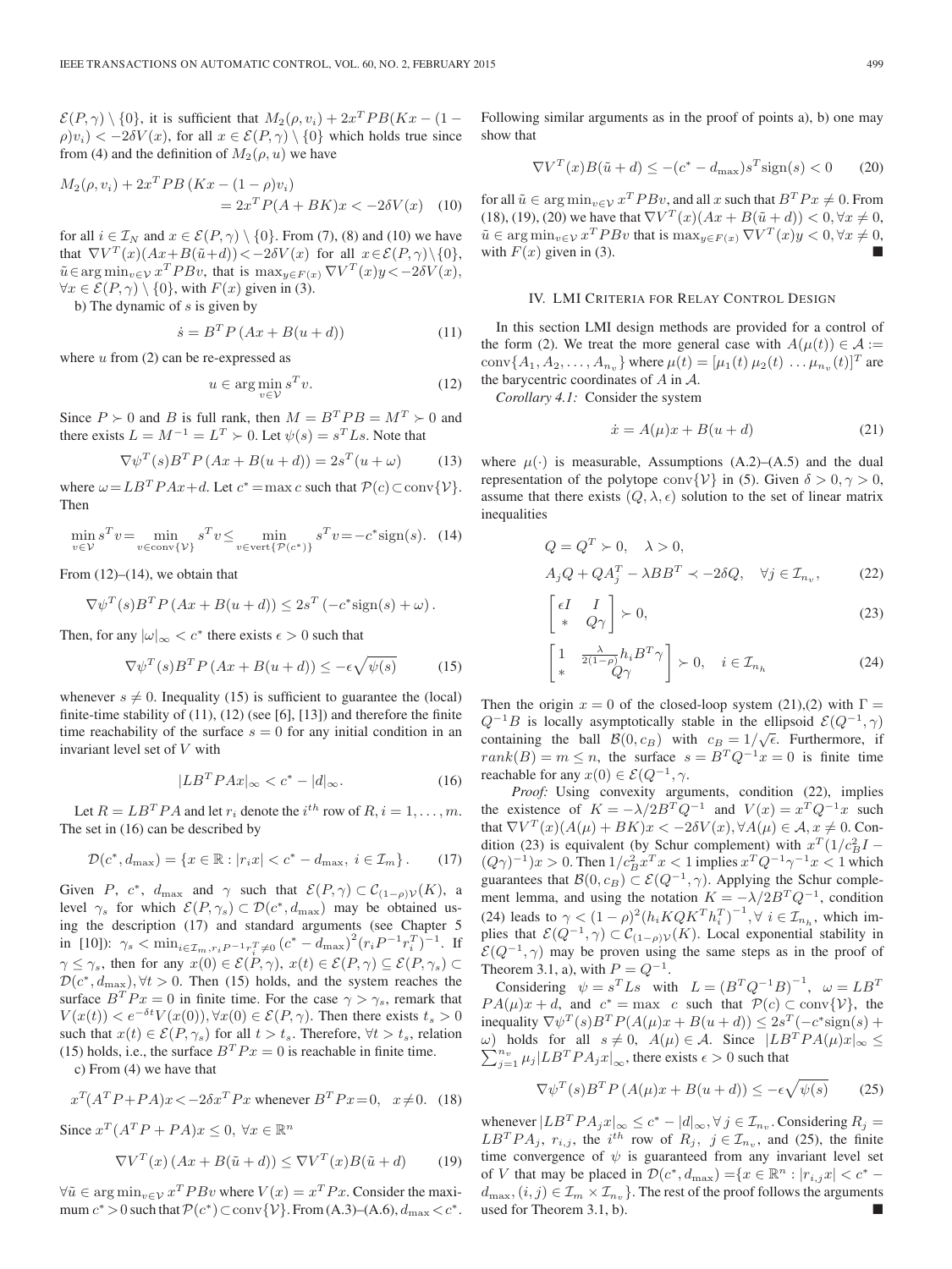$\mathcal{E}(P,\gamma)\setminus\{0\}$, it is sufficient that $M_2(\rho, v_i) + 2x^T PB(Kx - (1-\rho)v_i) < -2\delta V(x)$, for all $x \in \mathcal{E}(P,\gamma)\setminus\{0\}$ which holds true since from (4) and the definition of $M_2(\rho, u)$ we have

$$M_2(\rho, v_i) + 2x^T PB\left(Kx - (1-\rho)v_i\right) = 2x^T P(A+BK)x < -2\delta V(x) \quad (10)$$

for all $i \in \mathcal{I}_N$ and $x \in \mathcal{E}(P,\gamma)\setminus\{0\}$. From (7), (8) and (10) we have that $\nabla V^T(x)(Ax+B(\tilde{u}+d)) < -2\delta V(x)$ for all $x \in \mathcal{E}(P,\gamma)\setminus\{0\}$, $\tilde{u} \in \arg\min_{v\in\mathcal{V}} x^T PBv$, that is $\max_{y\in F(x)} \nabla V^T(x)y < -2\delta V(x)$, $\forall x \in \mathcal{E}(P,\gamma)\setminus\{0\}$, with $F(x)$ given in (3).

b) The dynamic of $s$ is given by

$$\dot{s} = B^T P\left(Ax + B(u+d)\right) \quad (11)$$

where $u$ from (2) can be re-expressed as

$$u \in \arg\min_{v\in\mathcal{V}} s^T v. \quad (12)$$

Since $P \succ 0$ and $B$ is full rank, then $M = B^T PB = M^T \succ 0$ and there exists $L = M^{-1} = L^T \succ 0$. Let $\psi(s) = s^T Ls$. Note that

$$\nabla\psi^T(s) B^T P\left(Ax + B(u+d)\right) = 2s^T(u+\omega) \quad (13)$$

where $\omega = LB^T PAx + d$. Let $c^* = \max c$ such that $\mathcal{P}(c) \subset \mathrm{conv}\{\mathcal{V}\}$. Then

$$\min_{v\in\mathcal{V}} s^T v = \min_{v\in\mathrm{conv}\{\mathcal{V}\}} s^T v \leq \min_{v\in\mathrm{vert}\{\mathcal{P}(c^*)\}} s^T v = -c^* \mathrm{sign}(s). \quad (14)$$

From (12)–(14), we obtain that

$$\nabla\psi^T(s) B^T P\left(Ax + B(u+d)\right) \leq 2s^T\left(-c^*\mathrm{sign}(s) + \omega\right).$$

Then, for any $|\omega|_\infty < c^*$ there exists $\epsilon > 0$ such that

$$\nabla\psi^T(s) B^T P\left(Ax + B(u+d)\right) \leq -\epsilon\sqrt{\psi(s)} \quad (15)$$

whenever $s \neq 0$. Inequality (15) is sufficient to guarantee the (local) finite-time stability of (11), (12) (see [6], [13]) and therefore the finite time reachability of the surface $s = 0$ for any initial condition in an invariant level set of $V$ with

$$|LB^T PAx|_\infty < c^* - |d|_\infty. \quad (16)$$

Let $R = LB^T PA$ and let $r_i$ denote the $i^{th}$ row of $R, i = 1,\ldots,m$. The set in (16) can be described by

$$\mathcal{D}(c^*, d_{\max}) = \{x \in \mathbb{R} : |r_i x| < c^* - d_{\max},\ i \in \mathcal{I}_m\}. \quad (17)$$

Given $P$, $c^*$, $d_{\max}$ and $\gamma$ such that $\mathcal{E}(P,\gamma) \subset \mathcal{C}_{(1-\rho)\mathcal{V}}(K)$, a level $\gamma_s$ for which $\mathcal{E}(P,\gamma_s) \subset \mathcal{D}(c^*, d_{\max})$ may be obtained using the description (17) and standard arguments (see Chapter 5 in [10]): $\gamma_s < \min_{i\in\mathcal{I}_m, r_i P^{-1} r_i^T \neq 0} (c^* - d_{\max})^2 (r_i P^{-1} r_i^T)^{-1}$. If $\gamma \leq \gamma_s$, then for any $x(0) \in \mathcal{E}(P,\gamma)$, $x(t) \in \mathcal{E}(P,\gamma) \subseteq \mathcal{E}(P,\gamma_s) \subset \mathcal{D}(c^*, d_{\max}), \forall t > 0$. Then (15) holds, and the system reaches the surface $B^T Px = 0$ in finite time. For the case $\gamma > \gamma_s$, remark that $V(x(t)) < e^{-\delta t} V(x(0)), \forall x(0) \in \mathcal{E}(P,\gamma)$. Then there exists $t_s > 0$ such that $x(t) \in \mathcal{E}(P,\gamma_s)$ for all $t > t_s$. Therefore, $\forall t > t_s$, relation (15) holds, i.e., the surface $B^T Px = 0$ is reachable in finite time.

c) From (4) we have that

$$x^T(A^T P + PA)x < -2\delta x^T Px \text{ whenever } B^T Px = 0,\ \ x \neq 0. \quad (18)$$

Since $x^T(A^T P + PA)x \leq 0,\ \forall x \in \mathbb{R}^n$

$$\nabla V^T(x)\left(Ax + B(\tilde{u}+d)\right) \leq \nabla V^T(x) B(\tilde{u}+d) \quad (19)$$

$\forall \tilde{u} \in \arg\min_{v\in\mathcal{V}} x^T PBv$ where $V(x) = x^T Px$. Consider the maximum $c^* > 0$ such that $\mathcal{P}(c^*) \subset \mathrm{conv}\{\mathcal{V}\}$. From (A.3)–(A.6), $d_{\max} < c^*$. Following similar arguments as in the proof of points a), b) one may show that

$$\nabla V^T(x) B(\tilde{u}+d) \leq -(c^* - d_{\max}) s^T \mathrm{sign}(s) < 0 \quad (20)$$

for all $\tilde{u} \in \arg\min_{v\in\mathcal{V}} x^T PBv$, and all $x$ such that $B^T Px \neq 0$. From (18), (19), (20) we have that $\nabla V^T(x)(Ax + B(\tilde{u}+d)) < 0, \forall x \neq 0$, $\tilde{u} \in \arg\min_{v\in\mathcal{V}} x^T PBv$ that is $\max_{y\in F(x)} \nabla V^T(x)y < 0, \forall x \neq 0$, with $F(x)$ given in (3). ■

## IV. LMI Criteria for Relay Control Design

In this section LMI design methods are provided for a control of the form (2). We treat the more general case with $A(\mu(t)) \in \mathcal{A} := \mathrm{conv}\{A_1, A_2, \ldots, A_{n_v}\}$ where $\mu(t) = [\mu_1(t)\ \mu_2(t)\ \ldots \mu_{n_v}(t)]^T$ are the barycentric coordinates of $A$ in $\mathcal{A}$.

*Corollary 4.1:* Consider the system

$$\dot{x} = A(\mu)x + B(u+d) \quad (21)$$

where $\mu(\cdot)$ is measurable, Assumptions (A.2)–(A.5) and the dual representation of the polytope $\mathrm{conv}\{\mathcal{V}\}$ in (5). Given $\delta > 0, \gamma > 0$, assume that there exists $(Q, \lambda, \epsilon)$ solution to the set of linear matrix inequalities

$$Q = Q^T \succ 0, \quad \lambda > 0,$$
$$A_j Q + QA_j^T - \lambda BB^T \prec -2\delta Q, \quad \forall j \in \mathcal{I}_{n_v}, \quad (22)$$

$$\begin{bmatrix} \epsilon I & I \\ * & Q\gamma \end{bmatrix} \succ 0, \quad (23)$$

$$\begin{bmatrix} 1 & \frac{\lambda}{2(1-\rho)} h_i B^T \gamma \\ * & Q\gamma \end{bmatrix} \succ 0, \quad i \in \mathcal{I}_{n_h} \quad (24)$$

Then the origin $x = 0$ of the closed-loop system (21),(2) with $\Gamma = Q^{-1}B$ is locally asymptotically stable in the ellipsoid $\mathcal{E}(Q^{-1},\gamma)$ containing the ball $\mathcal{B}(0, c_B)$ with $c_B = 1/\sqrt{\epsilon}$. Furthermore, if $rank(B) = m \leq n$, the surface $s = B^T Q^{-1} x = 0$ is finite time reachable for any $x(0) \in \mathcal{E}(Q^{-1},\gamma$.

*Proof:* Using convexity arguments, condition (22), implies the existence of $K = -\lambda/2B^T Q^{-1}$ and $V(x) = x^T Q^{-1} x$ such that $\nabla V^T(x)(A(\mu) + BK)x < -2\delta V(x), \forall A(\mu) \in \mathcal{A}, x \neq 0$. Condition (23) is equivalent (by Schur complement) with $x^T(1/c_B^2 I - (Q\gamma)^{-1})x > 0$. Then $1/c_B^2 x^T x < 1$ implies $x^T Q^{-1} \gamma^{-1} x < 1$ which guarantees that $\mathcal{B}(0, c_B) \subset \mathcal{E}(Q^{-1},\gamma)$. Applying the Schur complement lemma, and using the notation $K = -\lambda/2B^T Q^{-1}$, condition (24) leads to $\gamma < (1-\rho)^2 (h_i KQK^T h_i^T)^{-1}, \forall\ i \in \mathcal{I}_{n_h}$, which implies that $\mathcal{E}(Q^{-1},\gamma) \subset \mathcal{C}_{(1-\rho)\mathcal{V}}(K)$. Local exponential stability in $\mathcal{E}(Q^{-1},\gamma)$ may be proven using the same steps as in the proof of Theorem 3.1, a), with $P = Q^{-1}$.

Considering $\psi = s^T Ls$ with $L = (B^T Q^{-1} B)^{-1}$, $\omega = LB^T PA(\mu)x + d$, and $c^* = \max\ c$ such that $\mathcal{P}(c) \subset \mathrm{conv}\{\mathcal{V}\}$, the inequality $\nabla\psi^T(s) B^T P(A(\mu)x + B(u+d)) \leq 2s^T(-c^*\mathrm{sign}(s) + \omega)$ holds for all $s \neq 0$, $A(\mu) \in \mathcal{A}$. Since $|LB^T PA(\mu)x|_\infty \leq \sum_{j=1}^{n_v} \mu_j |LB^T PA_j x|_\infty$, there exists $\epsilon > 0$ such that

$$\nabla\psi^T(s) B^T P\left(A(\mu)x + B(u+d)\right) \leq -\epsilon\sqrt{\psi(s)} \quad (25)$$

whenever $|LB^T PA_j x|_\infty \leq c^* - |d|_\infty, \forall\ j \in \mathcal{I}_{n_v}$. Considering $R_j = LB^T PA_j$, $r_{i,j}$, the $i^{th}$ row of $R_j$, $j \in \mathcal{I}_{n_v}$, and (25), the finite time convergence of $\psi$ is guaranteed from any invariant level set of $V$ that may be placed in $\mathcal{D}(c^*, d_{\max}) = \{x \in \mathbb{R}^n : |r_{i,j} x| < c^* - d_{\max}, (i,j) \in \mathcal{I}_m \times \mathcal{I}_{n_v}\}$. The rest of the proof follows the arguments used for Theorem 3.1, b). ■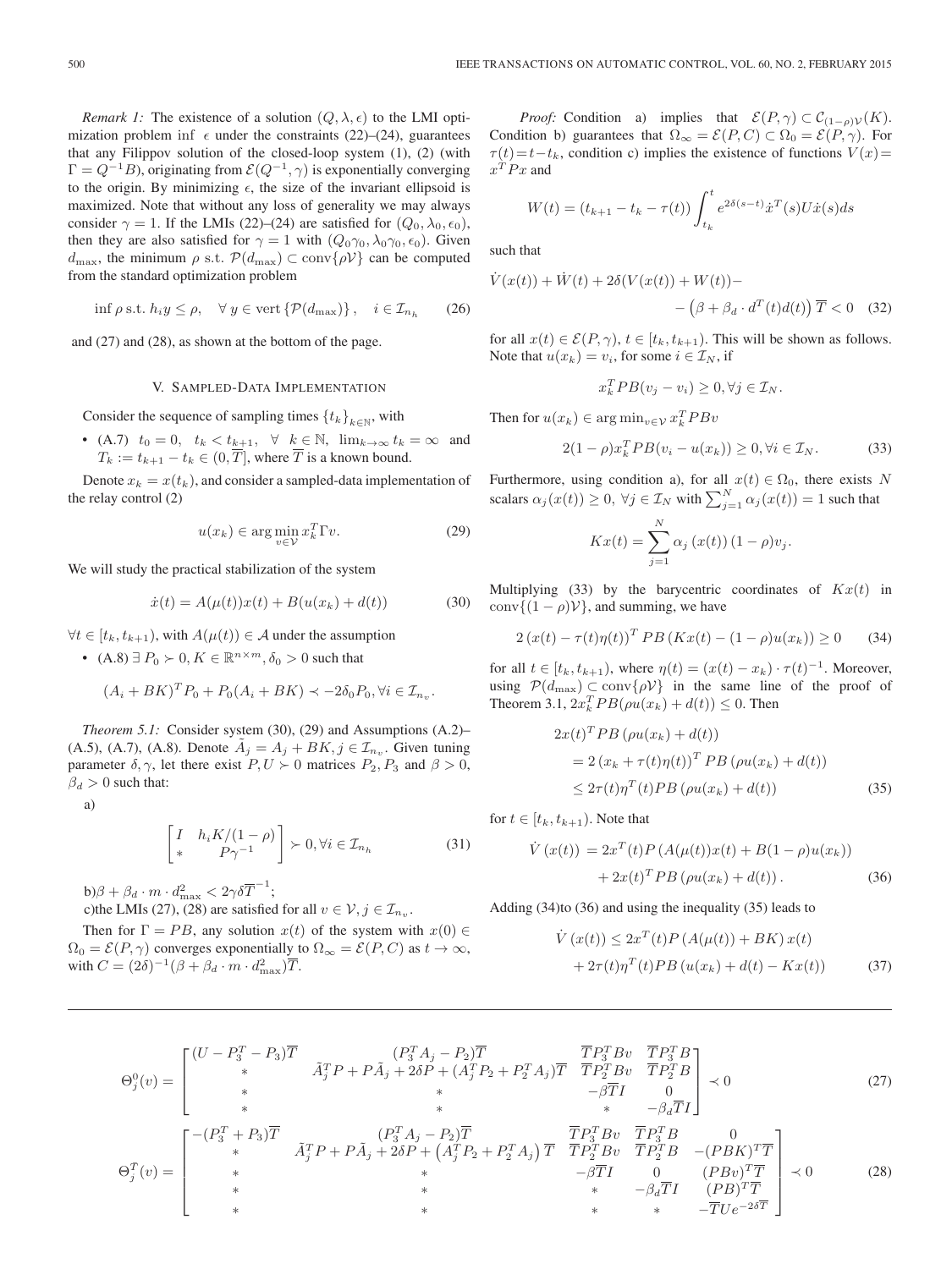*Remark 1:* The existence of a solution $(Q, \lambda, \epsilon)$ to the LMI optimization problem $\inf\ \epsilon$ under the constraints (22)–(24), guarantees that any Filippov solution of the closed-loop system (1), (2) (with $\Gamma = Q^{-1}B$), originating from $\mathcal{E}(Q^{-1}, \gamma)$ is exponentially converging to the origin. By minimizing $\epsilon$, the size of the invariant ellipsoid is maximized. Note that without any loss of generality we may always consider $\gamma = 1$. If the LMIs (22)–(24) are satisfied for $(Q_0, \lambda_0, \epsilon_0)$, then they are also satisfied for $\gamma = 1$ with $(Q_0\gamma_0, \lambda_0\gamma_0, \epsilon_0)$. Given $d_{\max}$, the minimum $\rho$ s.t. $\mathcal{P}(d_{\max}) \subset \mathrm{conv}\{\rho\mathcal{V}\}$ can be computed from the standard optimization problem

$$\inf \rho \text{ s.t. } h_i y \leq \rho, \quad \forall\, y \in \mathrm{vert}\{\mathcal{P}(d_{\max})\}, \quad i \in \mathcal{I}_{n_h} \tag{26}$$

and (27) and (28), as shown at the bottom of the page.

## V. Sampled-Data Implementation

Consider the sequence of sampling times $\{t_k\}_{k\in\mathbb{N}}$, with

- (A.7) $t_0 = 0,\ \ t_k < t_{k+1},\ \ \forall\ k \in \mathbb{N},\ \lim_{k\to\infty} t_k = \infty$ and $T_k := t_{k+1} - t_k \in (0, \overline{T}]$, where $\overline{T}$ is a known bound.

Denote $x_k = x(t_k)$, and consider a sampled-data implementation of the relay control (2)

$$u(x_k) \in \arg\min_{v\in\mathcal{V}} x_k^T \Gamma v. \tag{29}$$

We will study the practical stabilization of the system

$$\dot{x}(t) = A(\mu(t))x(t) + B(u(x_k) + d(t)) \tag{30}$$

$\forall t \in [t_k, t_{k+1})$, with $A(\mu(t)) \in \mathcal{A}$ under the assumption

- (A.8) $\exists\, P_0 \succ 0, K \in \mathbb{R}^{n\times m}, \delta_0 > 0$ such that

$$(A_i + BK)^T P_0 + P_0(A_i + BK) \prec -2\delta_0 P_0, \forall i \in \mathcal{I}_{n_v}.$$

*Theorem 5.1:* Consider system (30), (29) and Assumptions (A.2)–(A.5), (A.7), (A.8). Denote $\tilde{A}_j = A_j + BK, j \in \mathcal{I}_{n_v}$. Given tuning parameter $\delta, \gamma$, let there exist $P, U \succ 0$ matrices $P_2, P_3$ and $\beta > 0$, $\beta_d > 0$ such that:

a)

$$\begin{bmatrix} I & h_i K/(1-\rho) \\ * & P\gamma^{-1} \end{bmatrix} \succ 0, \forall i \in \mathcal{I}_{n_h} \tag{31}$$

b) $\beta + \beta_d \cdot m \cdot d_{\max}^2 < 2\gamma\delta\overline{T}^{-1}$;

c) the LMIs (27), (28) are satisfied for all $v \in \mathcal{V}, j \in \mathcal{I}_{n_v}$.

Then for $\Gamma = PB$, any solution $x(t)$ of the system with $x(0) \in \Omega_0 = \mathcal{E}(P, \gamma)$ converges exponentially to $\Omega_\infty = \mathcal{E}(P, C)$ as $t \to \infty$, with $C = (2\delta)^{-1}(\beta + \beta_d \cdot m \cdot d_{\max}^2)\overline{T}$.

*Proof:* Condition a) implies that $\mathcal{E}(P, \gamma) \subset \mathcal{C}_{(1-\rho)\mathcal{V}}(K)$. Condition b) guarantees that $\Omega_\infty = \mathcal{E}(P, C) \subset \Omega_0 = \mathcal{E}(P, \gamma)$. For $\tau(t) = t - t_k$, condition c) implies the existence of functions $V(x) = x^T P x$ and

$$W(t) = (t_{k+1} - t_k - \tau(t)) \int_{t_k}^{t} e^{2\delta(s-t)} \dot{x}^T(s) U \dot{x}(s) ds$$

such that

$$\dot{V}(x(t)) + \dot{W}(t) + 2\delta(V(x(t)) + W(t)) - \left(\beta + \beta_d \cdot d^T(t)d(t)\right)\overline{T} < 0 \tag{32}$$

for all $x(t) \in \mathcal{E}(P, \gamma)$, $t \in [t_k, t_{k+1})$. This will be shown as follows. Note that $u(x_k) = v_i$, for some $i \in \mathcal{I}_N$, if

$$x_k^T PB(v_j - v_i) \geq 0, \forall j \in \mathcal{I}_N.$$

Then for $u(x_k) \in \arg\min_{v\in\mathcal{V}} x_k^T PBv$

$$2(1-\rho)x_k^T PB(v_i - u(x_k)) \geq 0, \forall i \in \mathcal{I}_N. \tag{33}$$

Furthermore, using condition a), for all $x(t) \in \Omega_0$, there exists $N$ scalars $\alpha_j(x(t)) \geq 0$, $\forall j \in \mathcal{I}_N$ with $\sum_{j=1}^{N} \alpha_j(x(t)) = 1$ such that

$$Kx(t) = \sum_{j=1}^{N} \alpha_j(x(t))(1-\rho)v_j.$$

Multiplying (33) by the barycentric coordinates of $Kx(t)$ in $\mathrm{conv}\{(1-\rho)\mathcal{V}\}$, and summing, we have

$$2\left(x(t) - \tau(t)\eta(t)\right)^T PB\left(Kx(t) - (1-\rho)u(x_k)\right) \geq 0 \tag{34}$$

for all $t \in [t_k, t_{k+1})$, where $\eta(t) = (x(t) - x_k) \cdot \tau(t)^{-1}$. Moreover, using $\mathcal{P}(d_{\max}) \subset \mathrm{conv}\{\rho\mathcal{V}\}$ in the same line of the proof of Theorem 3.1, $2x_k^T PB(\rho u(x_k) + d(t)) \leq 0$. Then

$$\begin{aligned} 2x(t)^T PB\left(\rho u(x_k) + d(t)\right) &= 2\left(x_k + \tau(t)\eta(t)\right)^T PB\left(\rho u(x_k) + d(t)\right) \\ &\leq 2\tau(t)\eta^T(t) PB\left(\rho u(x_k) + d(t)\right) \end{aligned} \tag{35}$$

for $t \in [t_k, t_{k+1})$. Note that

$$\begin{aligned} \dot{V}(x(t)) &= 2x^T(t)P\left(A(\mu(t))x(t) + B(1-\rho)u(x_k)\right) \\ &\quad + 2x(t)^T PB\left(\rho u(x_k) + d(t)\right). \end{aligned} \tag{36}$$

Adding (34) to (36) and using the inequality (35) leads to

$$\begin{aligned} \dot{V}(x(t)) &\leq 2x^T(t)P\left(A(\mu(t)) + BK\right)x(t) \\ &\quad + 2\tau(t)\eta^T(t)PB\left(u(x_k) + d(t) - Kx(t)\right) \end{aligned} \tag{37}$$

$$\Theta_j^0(v) = \begin{bmatrix} (U - P_3^T - P_3)\overline{T} & (P_3^T A_j - P_2)\overline{T} & \overline{T}P_3^T Bv & \overline{T}P_3^T B \\ * & \tilde{A}_j^T P + P\tilde{A}_j + 2\delta P + (A_j^T P_2 + P_2^T A_j)\overline{T} & \overline{T}P_2^T Bv & \overline{T}P_2^T B \\ * & * & -\beta\overline{T}I & 0 \\ * & * & * & -\beta_d\overline{T}I \end{bmatrix} \prec 0 \tag{27}$$

$$\Theta_j^T(v) = \begin{bmatrix} -(P_3^T + P_3)\overline{T} & (P_3^T A_j - P_2)\overline{T} & \overline{T}P_3^T Bv & \overline{T}P_3^T B & 0 \\ * & \tilde{A}_j^T P + P\tilde{A}_j + 2\delta P + \left(A_j^T P_2 + P_2^T A_j\right)\overline{T} & \overline{T}P_2^T Bv & \overline{T}P_2^T B & -(PBK)^T\overline{T} \\ * & * & -\beta\overline{T}I & 0 & (PBv)^T\overline{T} \\ * & * & * & -\beta_d\overline{T}I & (PB)^T\overline{T} \\ * & * & * & * & -\overline{T}Ue^{-2\delta\overline{T}} \end{bmatrix} \prec 0 \tag{28}$$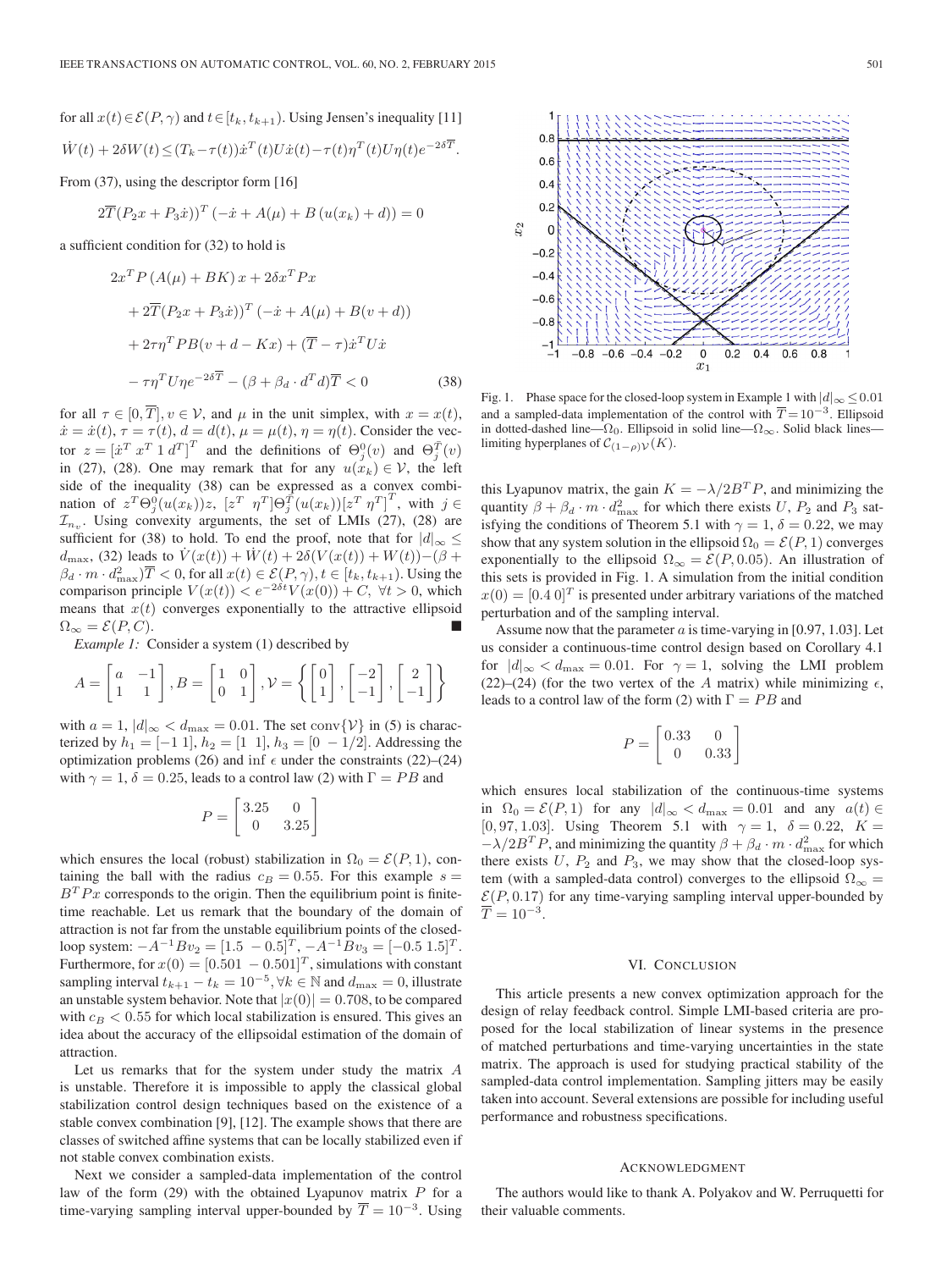for all $x(t) \in \mathcal{E}(P, \gamma)$ and $t \in [t_k, t_{k+1})$. Using Jensen's inequality [11]

$$\dot{W}(t) + 2\delta W(t) \leq (T_k - \tau(t))\dot{x}^T(t)U\dot{x}(t) - \tau(t)\eta^T(t)U\eta(t)e^{-2\delta\overline{T}}.$$

From (37), using the descriptor form [16]

$$2\overline{T}(P_2 x + P_3 \dot{x}))^T \left(-\dot{x} + A(\mu) + B\left(u(x_k) + d\right)\right) = 0$$

a sufficient condition for (32) to hold is

$$\begin{aligned}
&2x^T P\left(A(\mu) + BK\right)x + 2\delta x^T P x \\
&\quad + 2\overline{T}(P_2 x + P_3 \dot{x}))^T \left(-\dot{x} + A(\mu) + B(v + d)\right) \\
&\quad + 2\tau\eta^T PB(v + d - Kx) + (\overline{T} - \tau)\dot{x}^T U\dot{x} \\
&\quad - \tau\eta^T U\eta e^{-2\delta\overline{T}} - (\beta + \beta_d \cdot d^T d)\overline{T} < 0 \qquad (38)
\end{aligned}$$

for all $\tau \in [0, \overline{T}]$, $v \in \mathcal{V}$, and $\mu$ in the unit simplex, with $x = x(t)$, $\dot{x} = \dot{x}(t)$, $\tau = \tau(t)$, $d = d(t)$, $\mu = \mu(t)$, $\eta = \eta(t)$. Consider the vector $z = [\dot{x}^T \; x^T \; 1 \; d^T]^T$ and the definitions of $\Theta_j^0(v)$ and $\Theta_j^{\overline{T}}(v)$ in (27), (28). One may remark that for any $u(x_k) \in \mathcal{V}$, the left side of the inequality (38) can be expressed as a convex combination of $z^T\Theta_j^0(u(x_k))z$, $[z^T \; \eta^T]\Theta_j^{\overline{T}}(u(x_k))[z^T \; \eta^T]^T$, with $j \in \mathcal{I}_{n_v}$. Using convexity arguments, the set of LMIs (27), (28) are sufficient for (38) to hold. To end the proof, note that for $|d|_\infty \leq d_{\max}$, (32) leads to $\dot{V}(x(t)) + \dot{W}(t) + 2\delta(V(x(t)) + W(t)) - (\beta + \beta_d \cdot m \cdot d_{\max}^2)\overline{T} < 0$, for all $x(t) \in \mathcal{E}(P, \gamma)$, $t \in [t_k, t_{k+1})$. Using the comparison principle $V(x(t)) < e^{-2\delta t}V(x(0)) + C$, $\forall t > 0$, which means that $x(t)$ converges exponentially to the attractive ellipsoid $\Omega_\infty = \mathcal{E}(P, C)$. ∎

*Example 1:* Consider a system (1) described by

$$A = \begin{bmatrix} a & -1 \\ 1 & 1 \end{bmatrix}, B = \begin{bmatrix} 1 & 0 \\ 0 & 1 \end{bmatrix}, \mathcal{V} = \left\{ \begin{bmatrix} 0 \\ 1 \end{bmatrix}, \begin{bmatrix} -2 \\ -1 \end{bmatrix}, \begin{bmatrix} 2 \\ -1 \end{bmatrix} \right\}$$

with $a = 1$, $|d|_\infty < d_{\max} = 0.01$. The set $\text{conv}\{\mathcal{V}\}$ in (5) is characterized by $h_1 = [-1 \; 1]$, $h_2 = [1 \; 1]$, $h_3 = [0 \; -1/2]$. Addressing the optimization problems (26) and $\inf \epsilon$ under the constraints (22)–(24) with $\gamma = 1$, $\delta = 0.25$, leads to a control law (2) with $\Gamma = PB$ and

$$P = \begin{bmatrix} 3.25 & 0 \\ 0 & 3.25 \end{bmatrix}$$

which ensures the local (robust) stabilization in $\Omega_0 = \mathcal{E}(P, 1)$, containing the ball with the radius $c_B = 0.55$. For this example $s = B^T P x$ corresponds to the origin. Then the equilibrium point is finite-time reachable. Let us remark that the boundary of the domain of attraction is not far from the unstable equilibrium points of the closed-loop system: $-A^{-1}Bv_2 = [1.5 \; -0.5]^T$, $-A^{-1}Bv_3 = [-0.5 \; 1.5]^T$. Furthermore, for $x(0) = [0.501 \; -0.501]^T$, simulations with constant sampling interval $t_{k+1} - t_k = 10^{-5}, \forall k \in \mathbb{N}$ and $d_{\max} = 0$, illustrate an unstable system behavior. Note that $|x(0)| = 0.708$, to be compared with $c_B < 0.55$ for which local stabilization is ensured. This gives an idea about the accuracy of the ellipsoidal estimation of the domain of attraction.

Let us remarks that for the system under study the matrix $A$ is unstable. Therefore it is impossible to apply the classical global stabilization control design techniques based on the existence of a stable convex combination [9], [12]. The example shows that there are classes of switched affine systems that can be locally stabilized even if not stable convex combination exists.

Next we consider a sampled-data implementation of the control law of the form (29) with the obtained Lyapunov matrix $P$ for a time-varying sampling interval upper-bounded by $\overline{T} = 10^{-3}$. Using this Lyapunov matrix, the gain $K = -\lambda/2B^T P$, and minimizing the quantity $\beta + \beta_d \cdot m \cdot d_{\max}^2$ for which there exists $U$, $P_2$ and $P_3$ satisfying the conditions of Theorem 5.1 with $\gamma = 1$, $\delta = 0.22$, we may show that any system solution in the ellipsoid $\Omega_0 = \mathcal{E}(P, 1)$ converges exponentially to the ellipsoid $\Omega_\infty = \mathcal{E}(P, 0.05)$. An illustration of this sets is provided in Fig. 1. A simulation from the initial condition $x(0) = [0.4 \; 0]^T$ is presented under arbitrary variations of the matched perturbation and of the sampling interval.

Fig. 1. Phase space for the closed-loop system in Example 1 with $|d|_\infty \leq 0.01$ and a sampled-data implementation of the control with $\overline{T} = 10^{-3}$. Ellipsoid in dotted-dashed line—$\Omega_0$. Ellipsoid in solid line—$\Omega_\infty$. Solid black lines—limiting hyperplanes of $\mathcal{C}_{(1-\rho)\mathcal{V}}(K)$.

Assume now that the parameter $a$ is time-varying in [0.97, 1.03]. Let us consider a continuous-time control design based on Corollary 4.1 for $|d|_\infty < d_{\max} = 0.01$. For $\gamma = 1$, solving the LMI problem (22)–(24) (for the two vertex of the $A$ matrix) while minimizing $\epsilon$, leads to a control law of the form (2) with $\Gamma = PB$ and

$$P = \begin{bmatrix} 0.33 & 0 \\ 0 & 0.33 \end{bmatrix}$$

which ensures local stabilization of the continuous-time systems in $\Omega_0 = \mathcal{E}(P, 1)$ for any $|d|_\infty < d_{\max} = 0.01$ and any $a(t) \in [0, 97, 1.03]$. Using Theorem 5.1 with $\gamma = 1$, $\delta = 0.22$, $K = -\lambda/2B^T P$, and minimizing the quantity $\beta + \beta_d \cdot m \cdot d_{\max}^2$ for which there exists $U$, $P_2$ and $P_3$, we may show that the closed-loop system (with a sampled-data control) converges to the ellipsoid $\Omega_\infty = \mathcal{E}(P, 0.17)$ for any time-varying sampling interval upper-bounded by $\overline{T} = 10^{-3}$.

## VI. Conclusion

This article presents a new convex optimization approach for the design of relay feedback control. Simple LMI-based criteria are proposed for the local stabilization of linear systems in the presence of matched perturbations and time-varying uncertainties in the state matrix. The approach is used for studying practical stability of the sampled-data control implementation. Sampling jitters may be easily taken into account. Several extensions are possible for including useful performance and robustness specifications.

## Acknowledgment

The authors would like to thank A. Polyakov and W. Perruquetti for their valuable comments.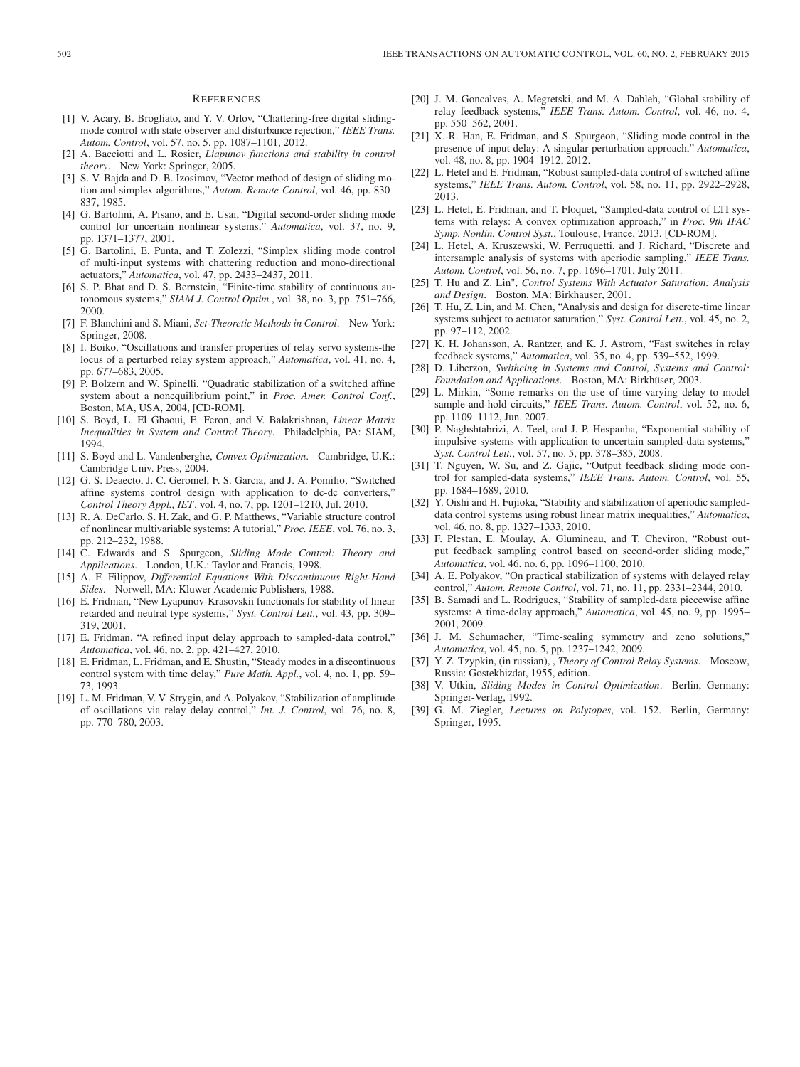## References

[1] V. Acary, B. Brogliato, and Y. V. Orlov, "Chattering-free digital sliding-mode control with state observer and disturbance rejection," *IEEE Trans. Autom. Control*, vol. 57, no. 5, pp. 1087–1101, 2012.

[2] A. Bacciotti and L. Rosier, *Liapunov functions and stability in control theory*. New York: Springer, 2005.

[3] S. V. Bajda and D. B. Izosimov, "Vector method of design of sliding motion and simplex algorithms," *Autom. Remote Control*, vol. 46, pp. 830–837, 1985.

[4] G. Bartolini, A. Pisano, and E. Usai, "Digital second-order sliding mode control for uncertain nonlinear systems," *Automatica*, vol. 37, no. 9, pp. 1371–1377, 2001.

[5] G. Bartolini, E. Punta, and T. Zolezzi, "Simplex sliding mode control of multi-input systems with chattering reduction and mono-directional actuators," *Automatica*, vol. 47, pp. 2433–2437, 2011.

[6] S. P. Bhat and D. S. Bernstein, "Finite-time stability of continuous autonomous systems," *SIAM J. Control Optim.*, vol. 38, no. 3, pp. 751–766, 2000.

[7] F. Blanchini and S. Miani, *Set-Theoretic Methods in Control*. New York: Springer, 2008.

[8] I. Boiko, "Oscillations and transfer properties of relay servo systems-the locus of a perturbed relay system approach," *Automatica*, vol. 41, no. 4, pp. 677–683, 2005.

[9] P. Bolzern and W. Spinelli, "Quadratic stabilization of a switched affine system about a nonequilibrium point," in *Proc. Amer. Control Conf.*, Boston, MA, USA, 2004, [CD-ROM].

[10] S. Boyd, L. El Ghaoui, E. Feron, and V. Balakrishnan, *Linear Matrix Inequalities in System and Control Theory*. Philadelphia, PA: SIAM, 1994.

[11] S. Boyd and L. Vandenberghe, *Convex Optimization*. Cambridge, U.K.: Cambridge Univ. Press, 2004.

[12] G. S. Deaecto, J. C. Geromel, F. S. Garcia, and J. A. Pomilio, "Switched affine systems control design with application to dc-dc converters," *Control Theory Appl., IET*, vol. 4, no. 7, pp. 1201–1210, Jul. 2010.

[13] R. A. DeCarlo, S. H. Zak, and G. P. Matthews, "Variable structure control of nonlinear multivariable systems: A tutorial," *Proc. IEEE*, vol. 76, no. 3, pp. 212–232, 1988.

[14] C. Edwards and S. Spurgeon, *Sliding Mode Control: Theory and Applications*. London, U.K.: Taylor and Francis, 1998.

[15] A. F. Filippov, *Differential Equations With Discontinuous Right-Hand Sides*. Norwell, MA: Kluwer Academic Publishers, 1988.

[16] E. Fridman, "New Lyapunov-Krasovskii functionals for stability of linear retarded and neutral type systems," *Syst. Control Lett.*, vol. 43, pp. 309–319, 2001.

[17] E. Fridman, "A refined input delay approach to sampled-data control," *Automatica*, vol. 46, no. 2, pp. 421–427, 2010.

[18] E. Fridman, L. Fridman, and E. Shustin, "Steady modes in a discontinuous control system with time delay," *Pure Math. Appl.*, vol. 4, no. 1, pp. 59–73, 1993.

[19] L. M. Fridman, V. V. Strygin, and A. Polyakov, "Stabilization of amplitude of oscillations via relay delay control," *Int. J. Control*, vol. 76, no. 8, pp. 770–780, 2003.

[20] J. M. Goncalves, A. Megretski, and M. A. Dahleh, "Global stability of relay feedback systems," *IEEE Trans. Autom. Control*, vol. 46, no. 4, pp. 550–562, 2001.

[21] X.-R. Han, E. Fridman, and S. Spurgeon, "Sliding mode control in the presence of input delay: A singular perturbation approach," *Automatica*, vol. 48, no. 8, pp. 1904–1912, 2012.

[22] L. Hetel and E. Fridman, "Robust sampled-data control of switched affine systems," *IEEE Trans. Autom. Control*, vol. 58, no. 11, pp. 2922–2928, 2013.

[23] L. Hetel, E. Fridman, and T. Floquet, "Sampled-data control of LTI systems with relays: A convex optimization approach," in *Proc. 9th IFAC Symp. Nonlin. Control Syst.*, Toulouse, France, 2013, [CD-ROM].

[24] L. Hetel, A. Kruszewski, W. Perruquetti, and J. Richard, "Discrete and intersample analysis of systems with aperiodic sampling," *IEEE Trans. Autom. Control*, vol. 56, no. 7, pp. 1696–1701, July 2011.

[25] T. Hu and Z. Lin", *Control Systems With Actuator Saturation: Analysis and Design*. Boston, MA: Birkhauser, 2001.

[26] T. Hu, Z. Lin, and M. Chen, "Analysis and design for discrete-time linear systems subject to actuator saturation," *Syst. Control Lett.*, vol. 45, no. 2, pp. 97–112, 2002.

[27] K. H. Johansson, A. Rantzer, and K. J. Astrom, "Fast switches in relay feedback systems," *Automatica*, vol. 35, no. 4, pp. 539–552, 1999.

[28] D. Liberzon, *Swithcing in Systems and Control, Systems and Control: Foundation and Applications*. Boston, MA: Birkhüser, 2003.

[29] L. Mirkin, "Some remarks on the use of time-varying delay to model sample-and-hold circuits," *IEEE Trans. Autom. Control*, vol. 52, no. 6, pp. 1109–1112, Jun. 2007.

[30] P. Naghshtabrizi, A. Teel, and J. P. Hespanha, "Exponential stability of impulsive systems with application to uncertain sampled-data systems," *Syst. Control Lett.*, vol. 57, no. 5, pp. 378–385, 2008.

[31] T. Nguyen, W. Su, and Z. Gajic, "Output feedback sliding mode control for sampled-data systems," *IEEE Trans. Autom. Control*, vol. 55, pp. 1684–1689, 2010.

[32] Y. Oishi and H. Fujioka, "Stability and stabilization of aperiodic sampled-data control systems using robust linear matrix inequalities," *Automatica*, vol. 46, no. 8, pp. 1327–1333, 2010.

[33] F. Plestan, E. Moulay, A. Glumineau, and T. Cheviron, "Robust output feedback sampling control based on second-order sliding mode," *Automatica*, vol. 46, no. 6, pp. 1096–1100, 2010.

[34] A. E. Polyakov, "On practical stabilization of systems with delayed relay control," *Autom. Remote Control*, vol. 71, no. 11, pp. 2331–2344, 2010.

[35] B. Samadi and L. Rodrigues, "Stability of sampled-data piecewise affine systems: A time-delay approach," *Automatica*, vol. 45, no. 9, pp. 1995–2001, 2009.

[36] J. M. Schumacher, "Time-scaling symmetry and zeno solutions," *Automatica*, vol. 45, no. 5, pp. 1237–1242, 2009.

[37] Y. Z. Tzypkin, (in russian), , *Theory of Control Relay Systems*. Moscow, Russia: Gostekhizdat, 1955, edition.

[38] V. Utkin, *Sliding Modes in Control Optimization*. Berlin, Germany: Springer-Verlag, 1992.

[39] G. M. Ziegler, *Lectures on Polytopes*, vol. 152. Berlin, Germany: Springer, 1995.